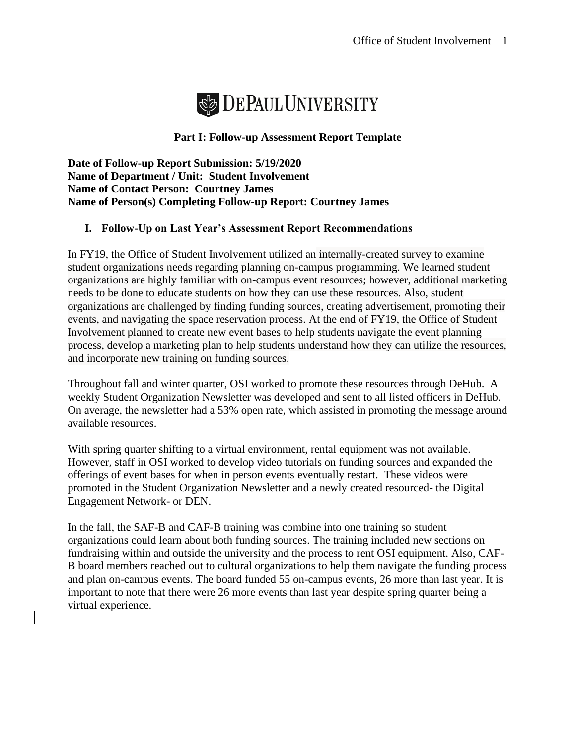**DePaul University**

## Part I: Follow-up Assessment Report Template

**Date of Follow-up Report Submission: 5/19/2020**
**Name of Department / Unit: Student Involvement**
**Name of Contact Person: Courtney James**
**Name of Person(s) Completing Follow-up Report: Courtney James**

### I. Follow-Up on Last Year's Assessment Report Recommendations

In FY19, the Office of Student Involvement utilized an internally-created survey to examine student organizations needs regarding planning on-campus programming. We learned student organizations are highly familiar with on-campus event resources; however, additional marketing needs to be done to educate students on how they can use these resources. Also, student organizations are challenged by finding funding sources, creating advertisement, promoting their events, and navigating the space reservation process. At the end of FY19, the Office of Student Involvement planned to create new event bases to help students navigate the event planning process, develop a marketing plan to help students understand how they can utilize the resources, and incorporate new training on funding sources.

Throughout fall and winter quarter, OSI worked to promote these resources through DeHub. A weekly Student Organization Newsletter was developed and sent to all listed officers in DeHub. On average, the newsletter had a 53% open rate, which assisted in promoting the message around available resources.

With spring quarter shifting to a virtual environment, rental equipment was not available. However, staff in OSI worked to develop video tutorials on funding sources and expanded the offerings of event bases for when in person events eventually restart. These videos were promoted in the Student Organization Newsletter and a newly created resourced- the Digital Engagement Network- or DEN.

In the fall, the SAF-B and CAF-B training was combine into one training so student organizations could learn about both funding sources. The training included new sections on fundraising within and outside the university and the process to rent OSI equipment. Also, CAF-B board members reached out to cultural organizations to help them navigate the funding process and plan on-campus events. The board funded 55 on-campus events, 26 more than last year. It is important to note that there were 26 more events than last year despite spring quarter being a virtual experience.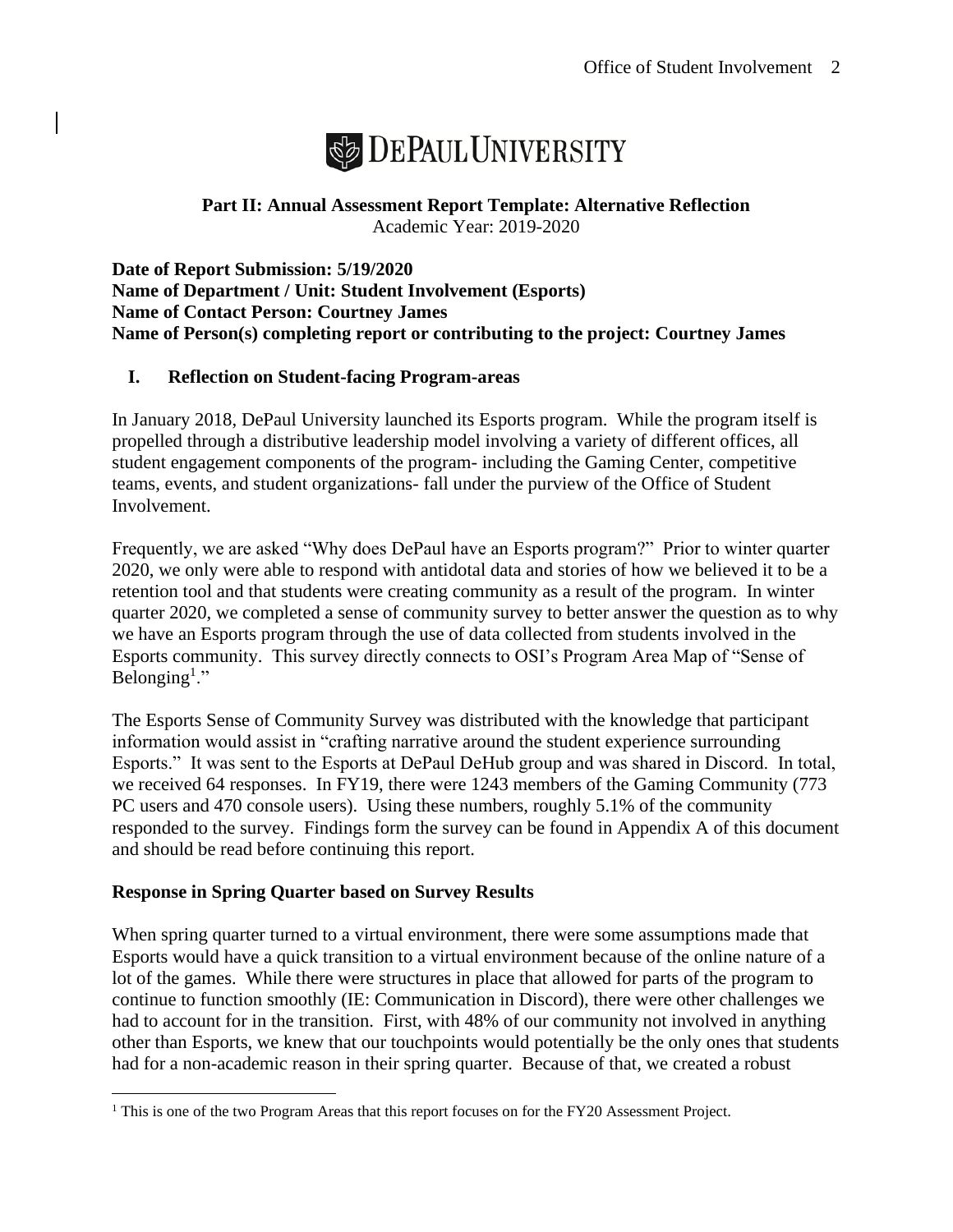DEPAUL UNIVERSITY

**Part II: Annual Assessment Report Template: Alternative Reflection**
Academic Year: 2019-2020

**Date of Report Submission: 5/19/2020**
**Name of Department / Unit: Student Involvement (Esports)**
**Name of Contact Person: Courtney James**
**Name of Person(s) completing report or contributing to the project: Courtney James**

## I. Reflection on Student-facing Program-areas

In January 2018, DePaul University launched its Esports program. While the program itself is propelled through a distributive leadership model involving a variety of different offices, all student engagement components of the program- including the Gaming Center, competitive teams, events, and student organizations- fall under the purview of the Office of Student Involvement.

Frequently, we are asked "Why does DePaul have an Esports program?" Prior to winter quarter 2020, we only were able to respond with antidotal data and stories of how we believed it to be a retention tool and that students were creating community as a result of the program. In winter quarter 2020, we completed a sense of community survey to better answer the question as to why we have an Esports program through the use of data collected from students involved in the Esports community. This survey directly connects to OSI's Program Area Map of "Sense of Belonging[1]."

The Esports Sense of Community Survey was distributed with the knowledge that participant information would assist in "crafting narrative around the student experience surrounding Esports." It was sent to the Esports at DePaul DeHub group and was shared in Discord. In total, we received 64 responses. In FY19, there were 1243 members of the Gaming Community (773 PC users and 470 console users). Using these numbers, roughly 5.1% of the community responded to the survey. Findings form the survey can be found in Appendix A of this document and should be read before continuing this report.

### Response in Spring Quarter based on Survey Results

When spring quarter turned to a virtual environment, there were some assumptions made that Esports would have a quick transition to a virtual environment because of the online nature of a lot of the games. While there were structures in place that allowed for parts of the program to continue to function smoothly (IE: Communication in Discord), there were other challenges we had to account for in the transition. First, with 48% of our community not involved in anything other than Esports, we knew that our touchpoints would potentially be the only ones that students had for a non-academic reason in their spring quarter. Because of that, we created a robust

[1] This is one of the two Program Areas that this report focuses on for the FY20 Assessment Project.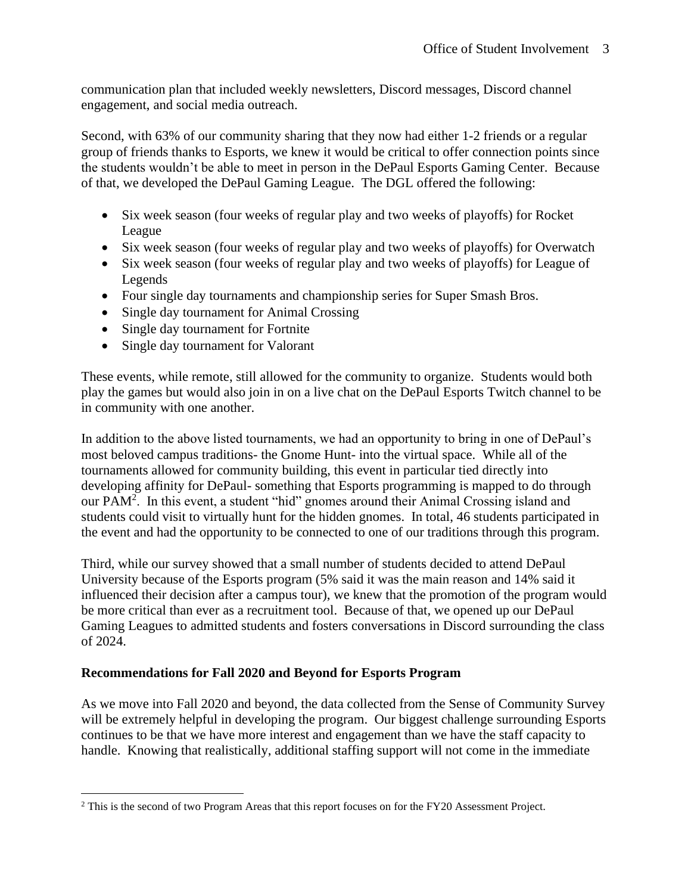communication plan that included weekly newsletters, Discord messages, Discord channel engagement, and social media outreach.

Second, with 63% of our community sharing that they now had either 1-2 friends or a regular group of friends thanks to Esports, we knew it would be critical to offer connection points since the students wouldn't be able to meet in person in the DePaul Esports Gaming Center. Because of that, we developed the DePaul Gaming League. The DGL offered the following:

- Six week season (four weeks of regular play and two weeks of playoffs) for Rocket League
- Six week season (four weeks of regular play and two weeks of playoffs) for Overwatch
- Six week season (four weeks of regular play and two weeks of playoffs) for League of Legends
- Four single day tournaments and championship series for Super Smash Bros.
- Single day tournament for Animal Crossing
- Single day tournament for Fortnite
- Single day tournament for Valorant

These events, while remote, still allowed for the community to organize. Students would both play the games but would also join in on a live chat on the DePaul Esports Twitch channel to be in community with one another.

In addition to the above listed tournaments, we had an opportunity to bring in one of DePaul's most beloved campus traditions- the Gnome Hunt- into the virtual space. While all of the tournaments allowed for community building, this event in particular tied directly into developing affinity for DePaul- something that Esports programming is mapped to do through our PAM[2]. In this event, a student "hid" gnomes around their Animal Crossing island and students could visit to virtually hunt for the hidden gnomes. In total, 46 students participated in the event and had the opportunity to be connected to one of our traditions through this program.

Third, while our survey showed that a small number of students decided to attend DePaul University because of the Esports program (5% said it was the main reason and 14% said it influenced their decision after a campus tour), we knew that the promotion of the program would be more critical than ever as a recruitment tool. Because of that, we opened up our DePaul Gaming Leagues to admitted students and fosters conversations in Discord surrounding the class of 2024.

**Recommendations for Fall 2020 and Beyond for Esports Program**

As we move into Fall 2020 and beyond, the data collected from the Sense of Community Survey will be extremely helpful in developing the program. Our biggest challenge surrounding Esports continues to be that we have more interest and engagement than we have the staff capacity to handle. Knowing that realistically, additional staffing support will not come in the immediate

[2] This is the second of two Program Areas that this report focuses on for the FY20 Assessment Project.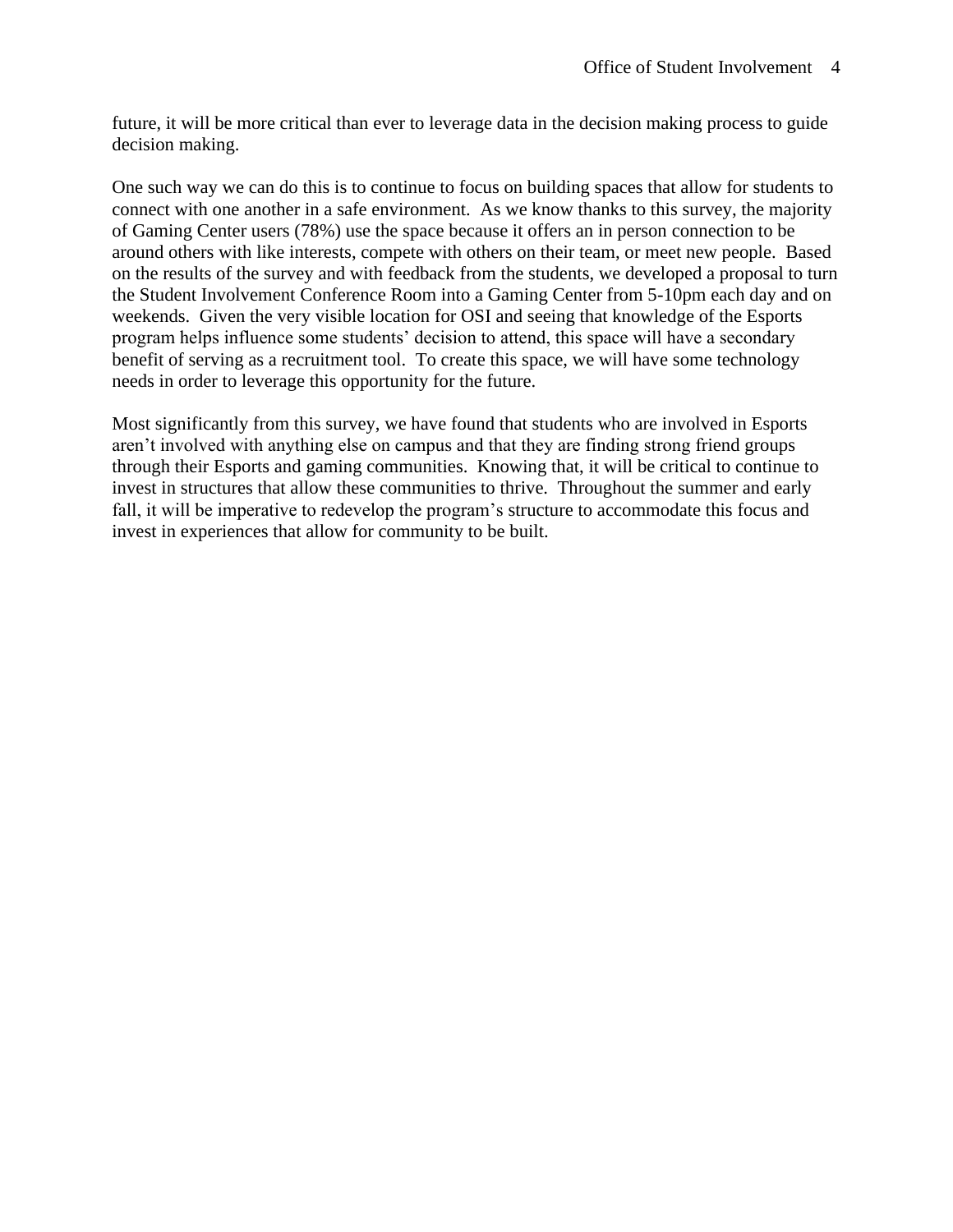future, it will be more critical than ever to leverage data in the decision making process to guide decision making.

One such way we can do this is to continue to focus on building spaces that allow for students to connect with one another in a safe environment. As we know thanks to this survey, the majority of Gaming Center users (78%) use the space because it offers an in person connection to be around others with like interests, compete with others on their team, or meet new people. Based on the results of the survey and with feedback from the students, we developed a proposal to turn the Student Involvement Conference Room into a Gaming Center from 5-10pm each day and on weekends. Given the very visible location for OSI and seeing that knowledge of the Esports program helps influence some students' decision to attend, this space will have a secondary benefit of serving as a recruitment tool. To create this space, we will have some technology needs in order to leverage this opportunity for the future.

Most significantly from this survey, we have found that students who are involved in Esports aren't involved with anything else on campus and that they are finding strong friend groups through their Esports and gaming communities. Knowing that, it will be critical to continue to invest in structures that allow these communities to thrive. Throughout the summer and early fall, it will be imperative to redevelop the program's structure to accommodate this focus and invest in experiences that allow for community to be built.